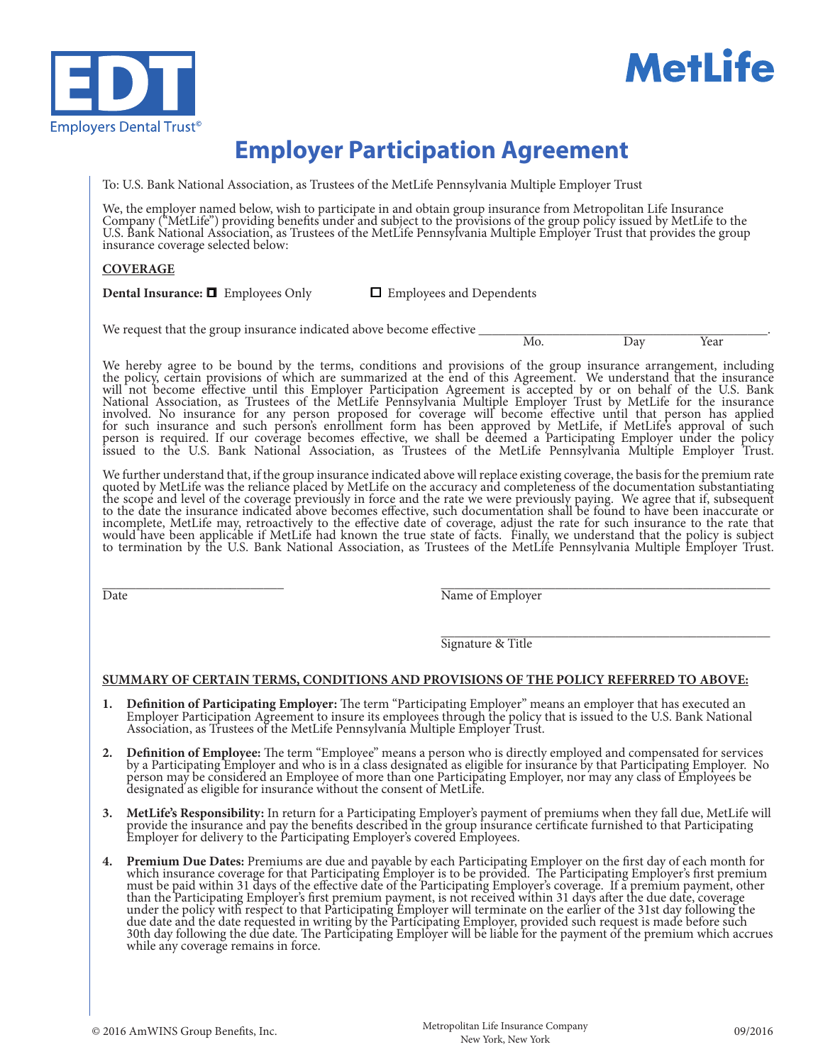EDT
Employers Dental Trust©

MetLife

# Employer Participation Agreement

To: U.S. Bank National Association, as Trustees of the MetLife Pennsylvania Multiple Employer Trust

We, the employer named below, wish to participate in and obtain group insurance from Metropolitan Life Insurance Company ("MetLife") providing benefits under and subject to the provisions of the group policy issued by MetLife to the U.S. Bank National Association, as Trustees of the MetLife Pennsylvania Multiple Employer Trust that provides the group insurance coverage selected below:

**COVERAGE**

**Dental Insurance:** ☐ Employees Only ☐ Employees and Dependents

We request that the group insurance indicated above become effective ______________________________.
Mo. Day Year

We hereby agree to be bound by the terms, conditions and provisions of the group insurance arrangement, including the policy, certain provisions of which are summarized at the end of this Agreement. We understand that the insurance will not become effective until this Employer Participation Agreement is accepted by or on behalf of the U.S. Bank National Association, as Trustees of the MetLife Pennsylvania Multiple Employer Trust by MetLife for the insurance involved. No insurance for any person proposed for coverage will become effective until that person has applied for such insurance and such person's enrollment form has been approved by MetLife, if MetLife's approval of such person is required. If our coverage becomes effective, we shall be deemed a Participating Employer under the policy issued to the U.S. Bank National Association, as Trustees of the MetLife Pennsylvania Multiple Employer Trust.

We further understand that, if the group insurance indicated above will replace existing coverage, the basis for the premium rate quoted by MetLife was the reliance placed by MetLife on the accuracy and completeness of the documentation substantiating the scope and level of the coverage previously in force and the rate we were previously paying. We agree that if, subsequent to the date the insurance indicated above becomes effective, such documentation shall be found to have been inaccurate or incomplete, MetLife may, retroactively to the effective date of coverage, adjust the rate for such insurance to the rate that would have been applicable if MetLife had known the true state of facts. Finally, we understand that the policy is subject to termination by the U.S. Bank National Association, as Trustees of the MetLife Pennsylvania Multiple Employer Trust.

______________________ Date

______________________ Name of Employer

______________________ Signature & Title

**SUMMARY OF CERTAIN TERMS, CONDITIONS AND PROVISIONS OF THE POLICY REFERRED TO ABOVE:**

1. **Definition of Participating Employer:** The term "Participating Employer" means an employer that has executed an Employer Participation Agreement to insure its employees through the policy that is issued to the U.S. Bank National Association, as Trustees of the MetLife Pennsylvania Multiple Employer Trust.

2. **Definition of Employee:** The term "Employee" means a person who is directly employed and compensated for services by a Participating Employer and who is in a class designated as eligible for insurance by that Participating Employer. No person may be considered an Employee of more than one Participating Employer, nor may any class of Employees be designated as eligible for insurance without the consent of MetLife.

3. **MetLife's Responsibility:** In return for a Participating Employer's payment of premiums when they fall due, MetLife will provide the insurance and pay the benefits described in the group insurance certificate furnished to that Participating Employer for delivery to the Participating Employer's covered Employees.

4. **Premium Due Dates:** Premiums are due and payable by each Participating Employer on the first day of each month for which insurance coverage for that Participating Employer is to be provided. The Participating Employer's first premium must be paid within 31 days of the effective date of the Participating Employer's coverage. If a premium payment, other than the Participating Employer's first premium payment, is not received within 31 days after the due date, coverage under the policy with respect to that Participating Employer will terminate on the earlier of the 31st day following the due date and the date requested in writing by the Participating Employer, provided such request is made before such 30th day following the due date. The Participating Employer will be liable for the payment of the premium which accrues while any coverage remains in force.

© 2016 AmWINS Group Benefits, Inc. Metropolitan Life Insurance Company New York, New York 09/2016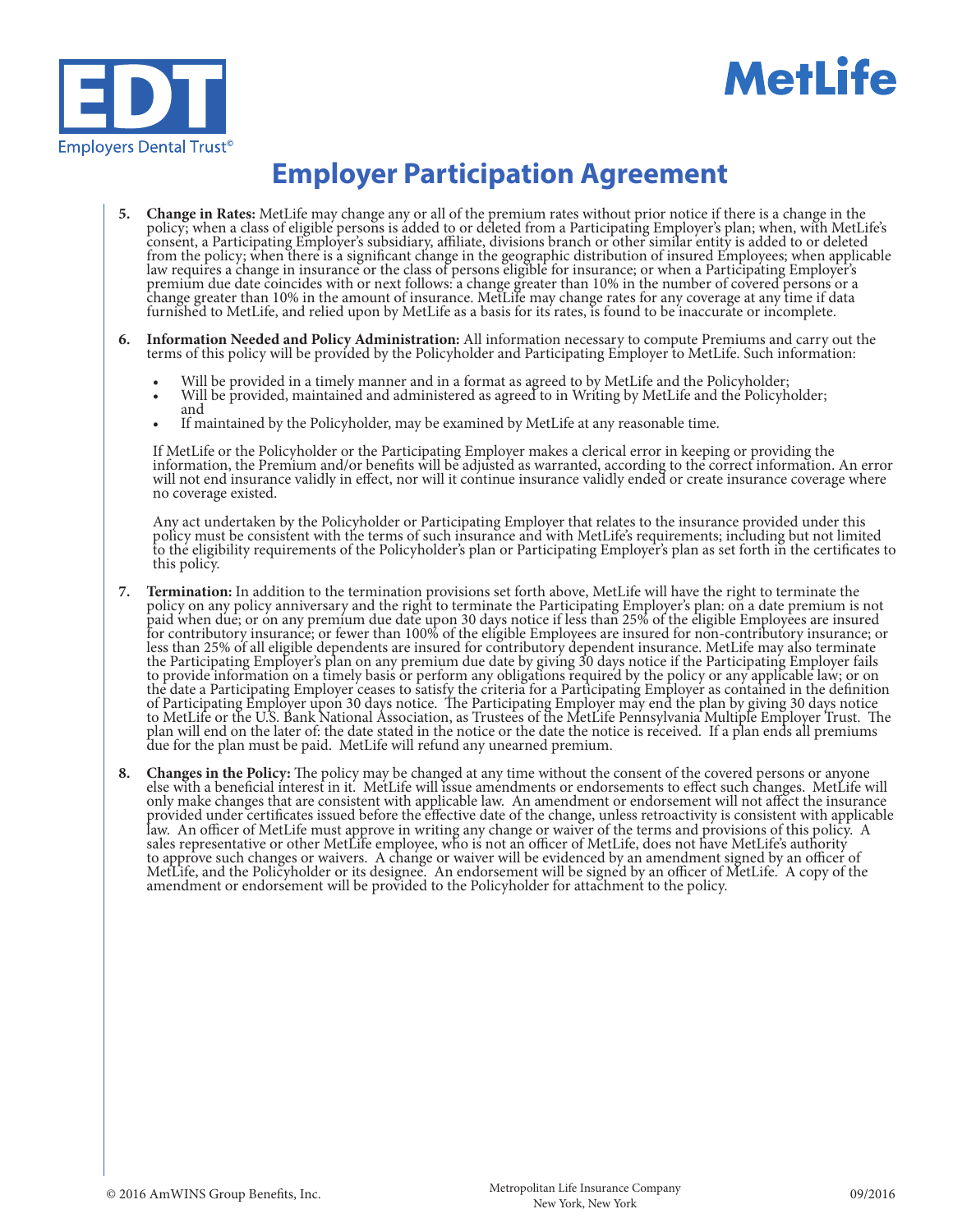# Employer Participation Agreement

5. **Change in Rates:** MetLife may change any or all of the premium rates without prior notice if there is a change in the policy; when a class of eligible persons is added to or deleted from a Participating Employer's plan; when, with MetLife's consent, a Participating Employer's subsidiary, affiliate, divisions branch or other similar entity is added to or deleted from the policy; when there is a significant change in the geographic distribution of insured Employees; when applicable law requires a change in insurance or the class of persons eligible for insurance; or when a Participating Employer's premium due date coincides with or next follows: a change greater than 10% in the number of covered persons or a change greater than 10% in the amount of insurance. MetLife may change rates for any coverage at any time if data furnished to MetLife, and relied upon by MetLife as a basis for its rates, is found to be inaccurate or incomplete.

6. **Information Needed and Policy Administration:** All information necessary to compute Premiums and carry out the terms of this policy will be provided by the Policyholder and Participating Employer to MetLife. Such information:

   - Will be provided in a timely manner and in a format as agreed to by MetLife and the Policyholder;
   - Will be provided, maintained and administered as agreed to in Writing by MetLife and the Policyholder; and
   - If maintained by the Policyholder, may be examined by MetLife at any reasonable time.

   If MetLife or the Policyholder or the Participating Employer makes a clerical error in keeping or providing the information, the Premium and/or benefits will be adjusted as warranted, according to the correct information. An error will not end insurance validly in effect, nor will it continue insurance validly ended or create insurance coverage where no coverage existed.

   Any act undertaken by the Policyholder or Participating Employer that relates to the insurance provided under this policy must be consistent with the terms of such insurance and with MetLife's requirements; including but not limited to the eligibility requirements of the Policyholder's plan or Participating Employer's plan as set forth in the certificates to this policy.

7. **Termination:** In addition to the termination provisions set forth above, MetLife will have the right to terminate the policy on any policy anniversary and the right to terminate the Participating Employer's plan: on a date premium is not paid when due; or on any premium due date upon 30 days notice if less than 25% of the eligible Employees are insured for contributory insurance; or fewer than 100% of the eligible Employees are insured for non-contributory insurance; or less than 25% of all eligible dependents are insured for contributory dependent insurance. MetLife may also terminate the Participating Employer's plan on any premium due date by giving 30 days notice if the Participating Employer fails to provide information on a timely basis or perform any obligations required by the policy or any applicable law; or on the date a Participating Employer ceases to satisfy the criteria for a Participating Employer as contained in the definition of Participating Employer upon 30 days notice. The Participating Employer may end the plan by giving 30 days notice to MetLife or the U.S. Bank National Association, as Trustees of the MetLife Pennsylvania Multiple Employer Trust. The plan will end on the later of: the date stated in the notice or the date the notice is received. If a plan ends all premiums due for the plan must be paid. MetLife will refund any unearned premium.

8. **Changes in the Policy:** The policy may be changed at any time without the consent of the covered persons or anyone else with a beneficial interest in it. MetLife will issue amendments or endorsements to effect such changes. MetLife will only make changes that are consistent with applicable law. An amendment or endorsement will not affect the insurance provided under certificates issued before the effective date of the change, unless retroactivity is consistent with applicable law. An officer of MetLife must approve in writing any change or waiver of the terms and provisions of this policy. A sales representative or other MetLife employee, who is not an officer of MetLife, does not have MetLife's authority to approve such changes or waivers. A change or waiver will be evidenced by an amendment signed by an officer of MetLife, and the Policyholder or its designee. An endorsement will be signed by an officer of MetLife. A copy of the amendment or endorsement will be provided to the Policyholder for attachment to the policy.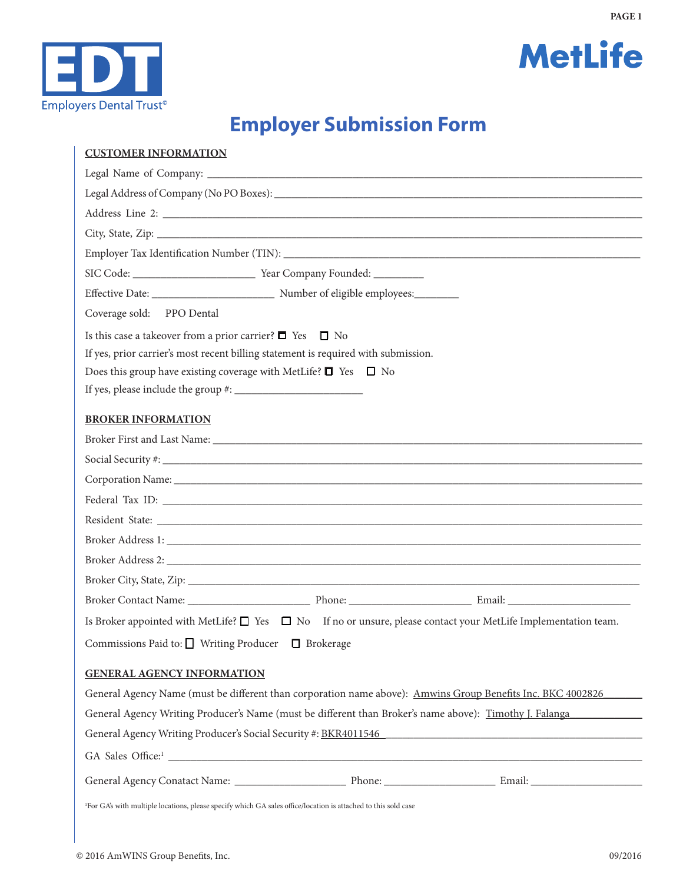EDT Employers Dental Trust©

MetLife

# Employer Submission Form

## CUSTOMER INFORMATION

Legal Name of Company: ___________________________________________

Legal Address of Company (No PO Boxes): ___________________________________________

Address Line 2: ___________________________________________

City, State, Zip: ___________________________________________

Employer Tax Identification Number (TIN): ___________________________________________

SIC Code: ____________________ Year Company Founded: _________

Effective Date: ____________________ Number of eligible employees:________

Coverage sold: PPO Dental

Is this case a takeover from a prior carrier? ☐ Yes ☐ No

If yes, prior carrier's most recent billing statement is required with submission.

Does this group have existing coverage with MetLife? ☐ Yes ☐ No

If yes, please include the group #: ____________________

## BROKER INFORMATION

Broker First and Last Name: ___________________________________________

Social Security #: ___________________________________________

Corporation Name: ___________________________________________

Federal Tax ID: ___________________________________________

Resident State: ___________________________________________

Broker Address 1: ___________________________________________

Broker Address 2: ___________________________________________

Broker City, State, Zip: ___________________________________________

Broker Contact Name: ____________________ Phone: ____________________ Email: ____________________

Is Broker appointed with MetLife? ☐ Yes ☐ No If no or unsure, please contact your MetLife Implementation team.

Commissions Paid to: ☐ Writing Producer ☐ Brokerage

## GENERAL AGENCY INFORMATION

General Agency Name (must be different than corporation name above): Amwins Group Benefits Inc. BKC 4002826

General Agency Writing Producer's Name (must be different than Broker's name above): Timothy J. Falanga

General Agency Writing Producer's Social Security #: BKR4011546

GA Sales Office:[1] ___________________________________________

General Agency Conatact Name: ____________________ Phone: ____________________ Email: ____________________

[1]For GA's with multiple locations, please specify which GA sales office/location is attached to this sold case

© 2016 AmWINS Group Benefits, Inc. 09/2016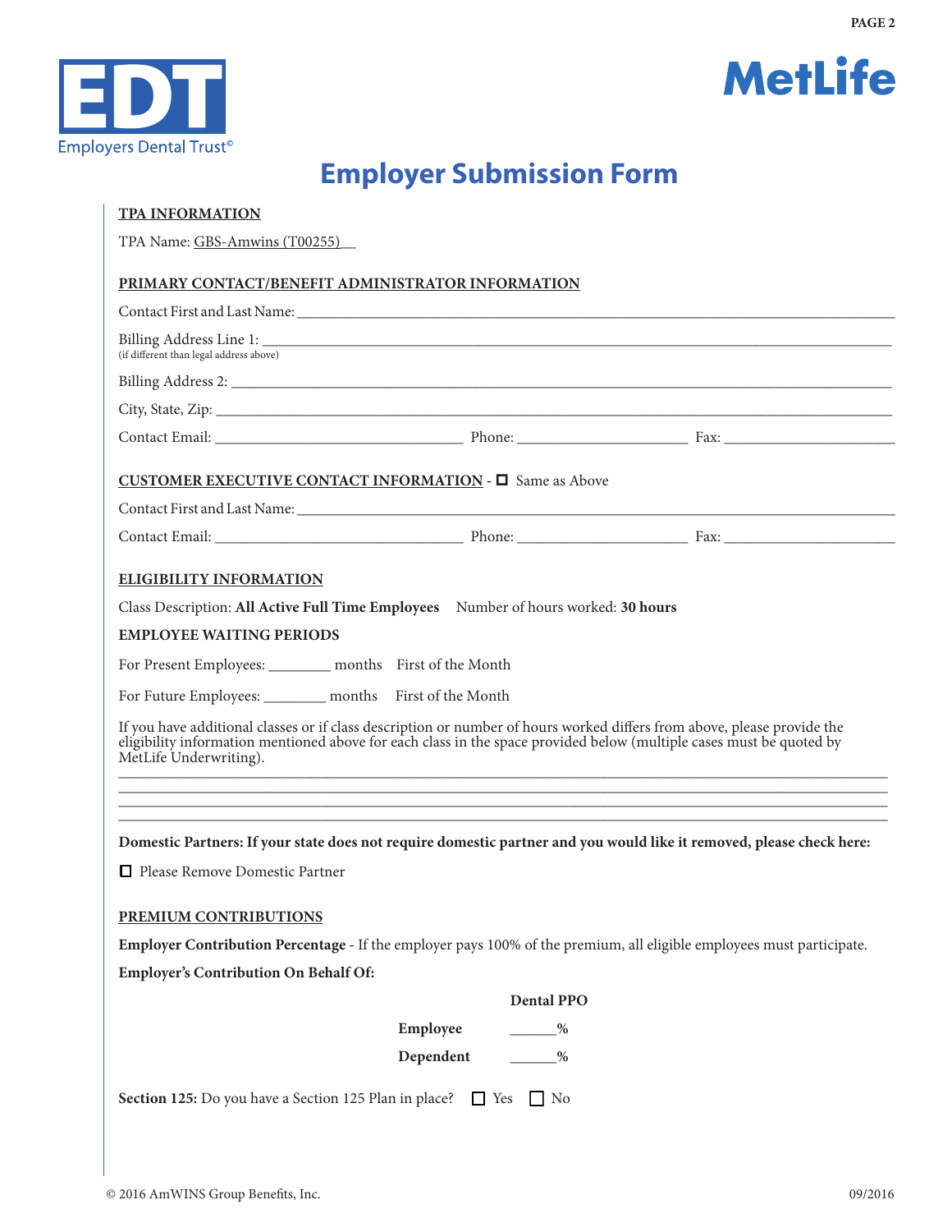EDT
Employers Dental Trust©

MetLife

# Employer Submission Form

**TPA INFORMATION**

TPA Name: GBS-Amwins (T00255)__

**PRIMARY CONTACT/BENEFIT ADMINISTRATOR INFORMATION**

Contact First and Last Name: ____________________________________________

Billing Address Line 1: ____________________________________________
(if different than legal address above)

Billing Address 2: ____________________________________________

City, State, Zip: ____________________________________________

Contact Email: ____________________ Phone: ____________________ Fax: ____________________

**CUSTOMER EXECUTIVE CONTACT INFORMATION** - ☐ Same as Above

Contact First and Last Name: ____________________________________________

Contact Email: ____________________ Phone: ____________________ Fax: ____________________

**ELIGIBILITY INFORMATION**

Class Description: **All Active Full Time Employees** Number of hours worked: **30 hours**

**EMPLOYEE WAITING PERIODS**

For Present Employees: ________ months First of the Month

For Future Employees: ________ months First of the Month

If you have additional classes or if class description or number of hours worked differs from above, please provide the eligibility information mentioned above for each class in the space provided below (multiple cases must be quoted by MetLife Underwriting).

____________________________________________
____________________________________________
____________________________________________
____________________________________________

**Domestic Partners: If your state does not require domestic partner and you would like it removed, please check here:**

☐ Please Remove Domestic Partner

**PREMIUM CONTRIBUTIONS**

**Employer Contribution Percentage** - If the employer pays 100% of the premium, all eligible employees must participate.

**Employer's Contribution On Behalf Of:**

| | **Dental PPO** |
|---|---|
| **Employee** | ______% |
| **Dependent** | ______% |

**Section 125:** Do you have a Section 125 Plan in place? ☐ Yes ☐ No

© 2016 AmWINS Group Benefits, Inc. 09/2016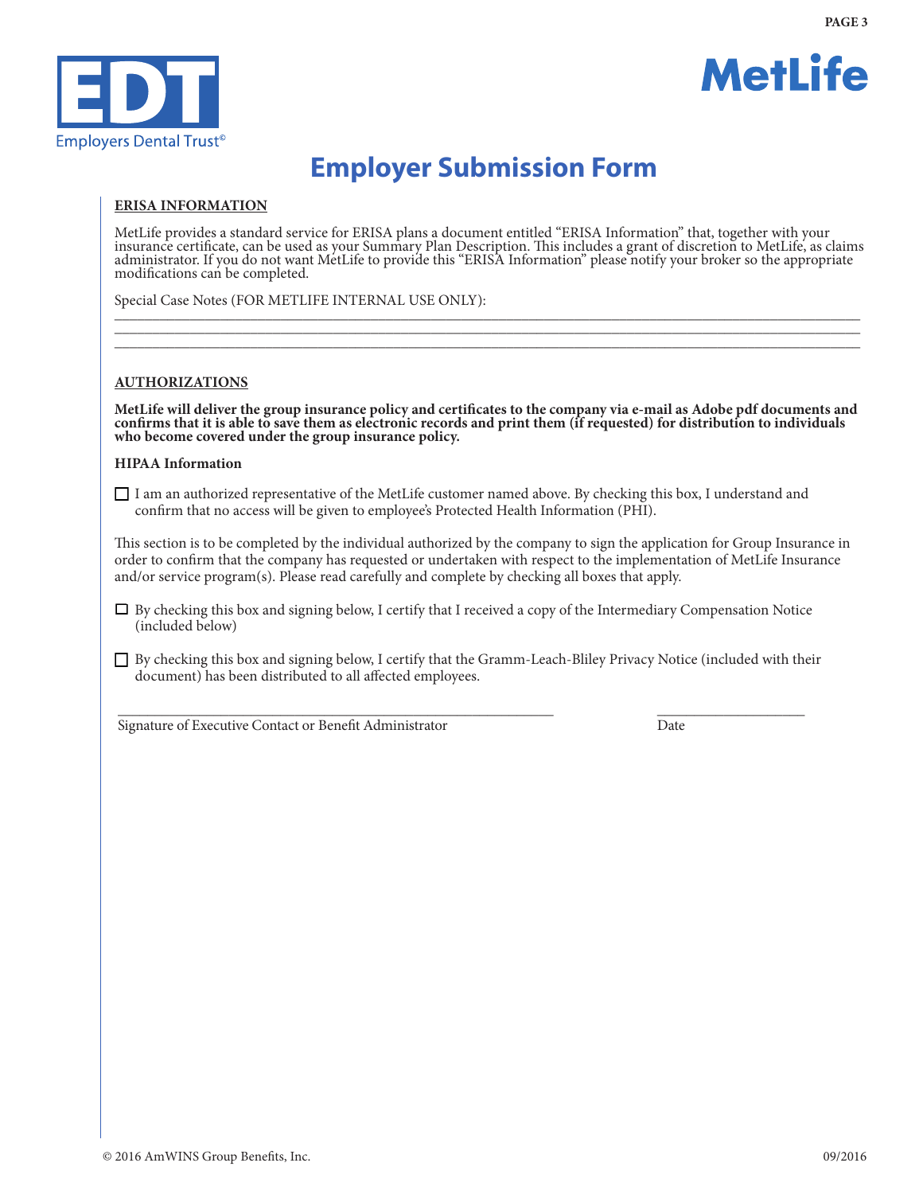EDT

Employers Dental Trust©

MetLife

# Employer Submission Form

## ERISA INFORMATION

MetLife provides a standard service for ERISA plans a document entitled "ERISA Information" that, together with your insurance certificate, can be used as your Summary Plan Description. This includes a grant of discretion to MetLife, as claims administrator. If you do not want MetLife to provide this "ERISA Information" please notify your broker so the appropriate modifications can be completed.

Special Case Notes (FOR METLIFE INTERNAL USE ONLY):

\_\_\_\_\_\_\_\_\_\_\_\_\_\_\_\_\_\_\_\_\_\_\_\_\_\_\_\_\_\_\_\_\_\_\_\_\_\_\_\_\_\_\_\_\_\_\_\_\_\_\_\_\_\_\_\_\_\_\_\_\_\_\_\_\_\_\_\_\_\_\_\_\_\_\_\_\_\_

\_\_\_\_\_\_\_\_\_\_\_\_\_\_\_\_\_\_\_\_\_\_\_\_\_\_\_\_\_\_\_\_\_\_\_\_\_\_\_\_\_\_\_\_\_\_\_\_\_\_\_\_\_\_\_\_\_\_\_\_\_\_\_\_\_\_\_\_\_\_\_\_\_\_\_\_\_\_

\_\_\_\_\_\_\_\_\_\_\_\_\_\_\_\_\_\_\_\_\_\_\_\_\_\_\_\_\_\_\_\_\_\_\_\_\_\_\_\_\_\_\_\_\_\_\_\_\_\_\_\_\_\_\_\_\_\_\_\_\_\_\_\_\_\_\_\_\_\_\_\_\_\_\_\_\_\_

## AUTHORIZATIONS

**MetLife will deliver the group insurance policy and certificates to the company via e-mail as Adobe pdf documents and confirms that it is able to save them as electronic records and print them (if requested) for distribution to individuals who become covered under the group insurance policy.**

### HIPAA Information

☐ I am an authorized representative of the MetLife customer named above. By checking this box, I understand and confirm that no access will be given to employee's Protected Health Information (PHI).

This section is to be completed by the individual authorized by the company to sign the application for Group Insurance in order to confirm that the company has requested or undertaken with respect to the implementation of MetLife Insurance and/or service program(s). Please read carefully and complete by checking all boxes that apply.

☐ By checking this box and signing below, I certify that I received a copy of the Intermediary Compensation Notice (included below)

☐ By checking this box and signing below, I certify that the Gramm-Leach-Bliley Privacy Notice (included with their document) has been distributed to all affected employees.

\_\_\_\_\_\_\_\_\_\_\_\_\_\_\_\_\_\_\_\_\_\_\_\_\_\_\_\_\_\_\_\_\_\_\_\_\_\_\_\_\_\_\_\_ \_\_\_\_\_\_\_\_\_\_\_\_\_\_\_\_\_\_\_\_

Signature of Executive Contact or Benefit Administrator Date

© 2016 AmWINS Group Benefits, Inc. 09/2016